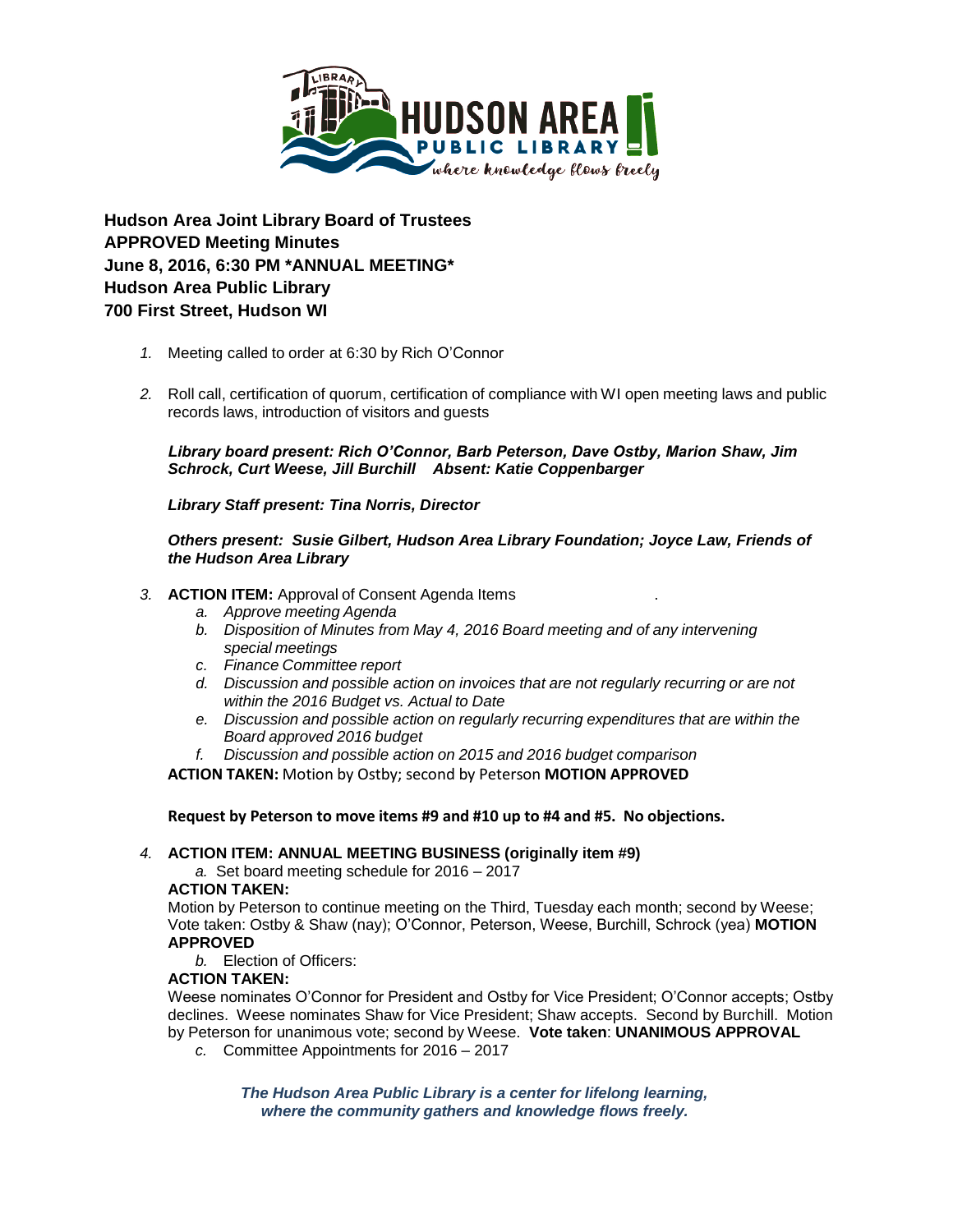**Hudson Area Joint Library Board of Trustees**
**APPROVED Meeting Minutes**
**June 8, 2016, 6:30 PM *ANNUAL MEETING***
**Hudson Area Public Library**
**700 First Street, Hudson WI**

1. Meeting called to order at 6:30 by Rich O'Connor

2. Roll call, certification of quorum, certification of compliance with WI open meeting laws and public records laws, introduction of visitors and guests

   ***Library board present: Rich O'Connor, Barb Peterson, Dave Ostby, Marion Shaw, Jim Schrock, Curt Weese, Jill Burchill    Absent: Katie Coppenbarger***

   ***Library Staff present: Tina Norris, Director***

   ***Others present: Susie Gilbert, Hudson Area Library Foundation; Joyce Law, Friends of the Hudson Area Library***

3. **ACTION ITEM:** Approval of Consent Agenda Items .
   a. *Approve meeting Agenda*
   b. *Disposition of Minutes from May 4, 2016 Board meeting and of any intervening special meetings*
   c. *Finance Committee report*
   d. *Discussion and possible action on invoices that are not regularly recurring or are not within the 2016 Budget vs. Actual to Date*
   e. *Discussion and possible action on regularly recurring expenditures that are within the Board approved 2016 budget*
   f. *Discussion and possible action on 2015 and 2016 budget comparison*

   **ACTION TAKEN:** Motion by Ostby; second by Peterson **MOTION APPROVED**

   **Request by Peterson to move items #9 and #10 up to #4 and #5. No objections.**

4. **ACTION ITEM: ANNUAL MEETING BUSINESS (originally item #9)**
   a. Set board meeting schedule for 2016 – 2017

   **ACTION TAKEN:**
   Motion by Peterson to continue meeting on the Third, Tuesday each month; second by Weese; Vote taken: Ostby & Shaw (nay); O'Connor, Peterson, Weese, Burchill, Schrock (yea) **MOTION APPROVED**

   b. Election of Officers:

   **ACTION TAKEN:**
   Weese nominates O'Connor for President and Ostby for Vice President; O'Connor accepts; Ostby declines. Weese nominates Shaw for Vice President; Shaw accepts. Second by Burchill. Motion by Peterson for unanimous vote; second by Weese. **Vote taken**: **UNANIMOUS APPROVAL**

   c. Committee Appointments for 2016 – 2017

***The Hudson Area Public Library is a center for lifelong learning, where the community gathers and knowledge flows freely.***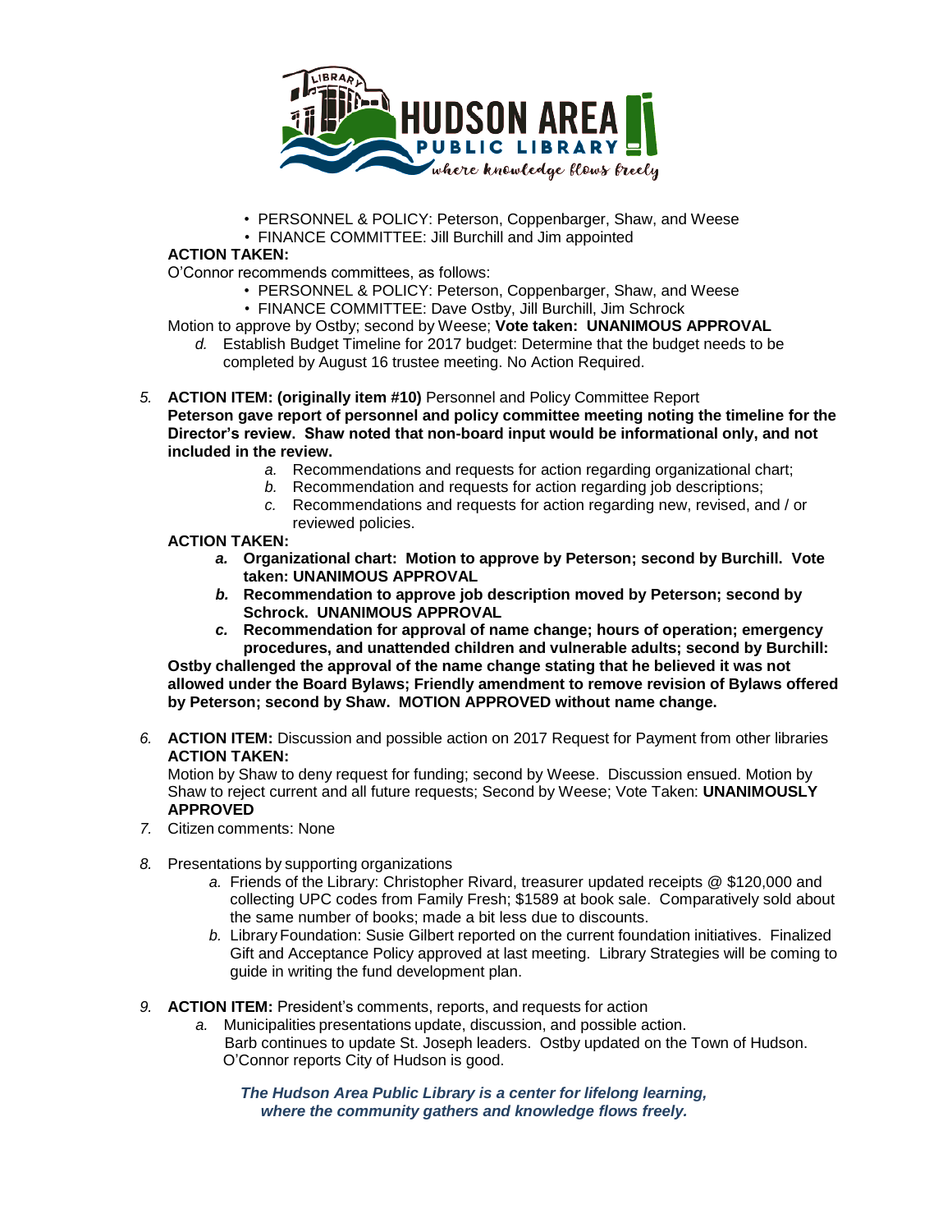- PERSONNEL & POLICY: Peterson, Coppenbarger, Shaw, and Weese
- FINANCE COMMITTEE: Jill Burchill and Jim appointed

**ACTION TAKEN:**

O'Connor recommends committees, as follows:

- PERSONNEL & POLICY: Peterson, Coppenbarger, Shaw, and Weese
- FINANCE COMMITTEE: Dave Ostby, Jill Burchill, Jim Schrock

Motion to approve by Ostby; second by Weese; **Vote taken: UNANIMOUS APPROVAL**

*d.* Establish Budget Timeline for 2017 budget: Determine that the budget needs to be completed by August 16 trustee meeting. No Action Required.

*5.* **ACTION ITEM: (originally item #10)** Personnel and Policy Committee Report
**Peterson gave report of personnel and policy committee meeting noting the timeline for the Director's review. Shaw noted that non-board input would be informational only, and not included in the review.**

*a.* Recommendations and requests for action regarding organizational chart;
*b.* Recommendation and requests for action regarding job descriptions;
*c.* Recommendations and requests for action regarding new, revised, and / or reviewed policies.

**ACTION TAKEN:**

***a.*** **Organizational chart: Motion to approve by Peterson; second by Burchill. Vote taken: UNANIMOUS APPROVAL**
***b.*** **Recommendation to approve job description moved by Peterson; second by Schrock. UNANIMOUS APPROVAL**
***c.*** **Recommendation for approval of name change; hours of operation; emergency procedures, and unattended children and vulnerable adults; second by Burchill:**

**Ostby challenged the approval of the name change stating that he believed it was not allowed under the Board Bylaws; Friendly amendment to remove revision of Bylaws offered by Peterson; second by Shaw. MOTION APPROVED without name change.**

*6.* **ACTION ITEM:** Discussion and possible action on 2017 Request for Payment from other libraries
**ACTION TAKEN:**
Motion by Shaw to deny request for funding; second by Weese. Discussion ensued. Motion by Shaw to reject current and all future requests; Second by Weese; Vote Taken: **UNANIMOUSLY APPROVED**

*7.* Citizen comments: None

*8.* Presentations by supporting organizations

*a.* Friends of the Library: Christopher Rivard, treasurer updated receipts @ $120,000 and collecting UPC codes from Family Fresh; $1589 at book sale. Comparatively sold about the same number of books; made a bit less due to discounts.
*b.* Library Foundation: Susie Gilbert reported on the current foundation initiatives. Finalized Gift and Acceptance Policy approved at last meeting. Library Strategies will be coming to guide in writing the fund development plan.

*9.* **ACTION ITEM:** President's comments, reports, and requests for action

*a.* Municipalities presentations update, discussion, and possible action.
Barb continues to update St. Joseph leaders. Ostby updated on the Town of Hudson. O'Connor reports City of Hudson is good.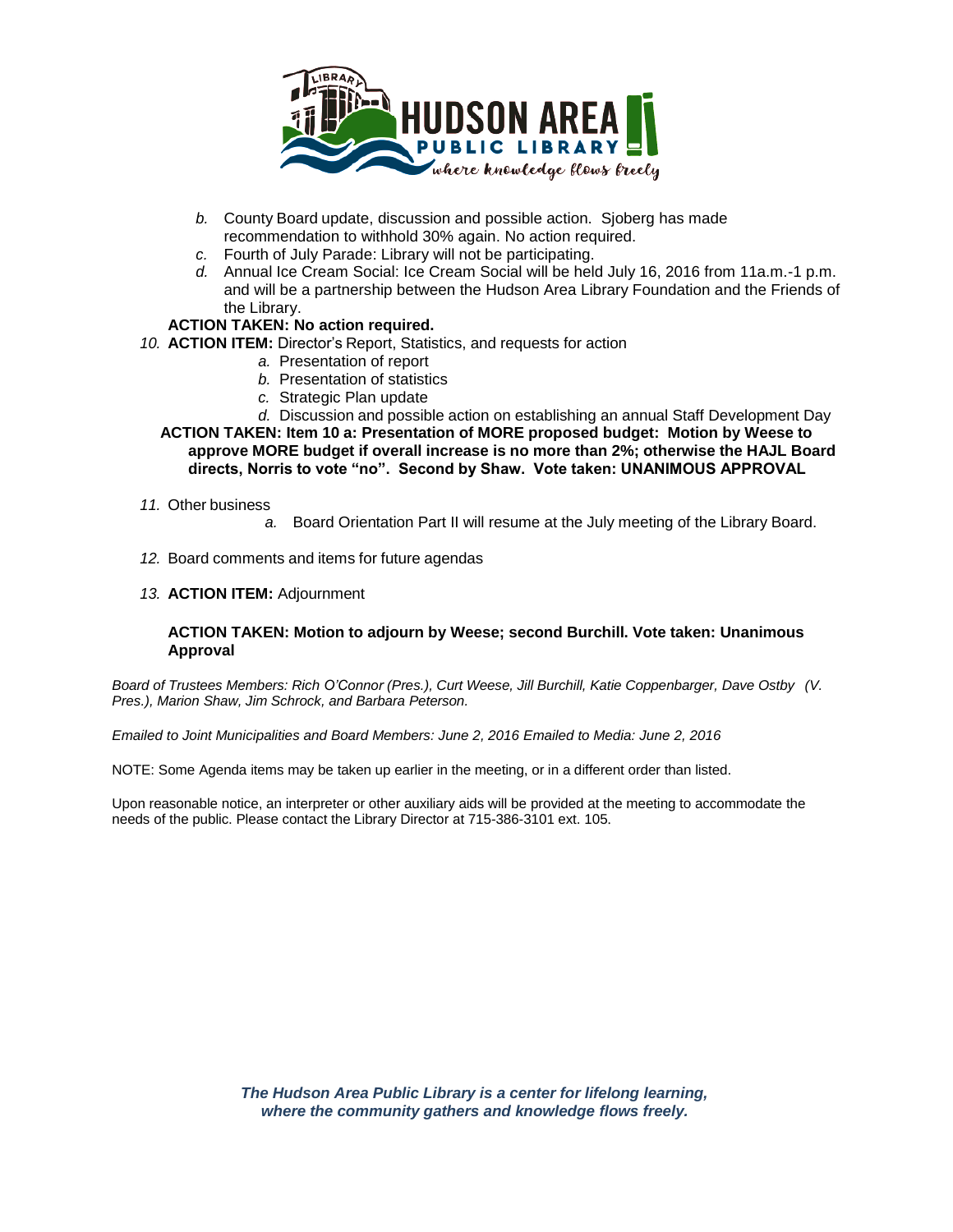b. County Board update, discussion and possible action. Sjoberg has made recommendation to withhold 30% again. No action required.
c. Fourth of July Parade: Library will not be participating.
d. Annual Ice Cream Social: Ice Cream Social will be held July 16, 2016 from 11a.m.-1 p.m. and will be a partnership between the Hudson Area Library Foundation and the Friends of the Library.

**ACTION TAKEN: No action required.**

10. **ACTION ITEM:** Director's Report, Statistics, and requests for action
    a. Presentation of report
    b. Presentation of statistics
    c. Strategic Plan update
    d. Discussion and possible action on establishing an annual Staff Development Day

**ACTION TAKEN: Item 10 a: Presentation of MORE proposed budget: Motion by Weese to approve MORE budget if overall increase is no more than 2%; otherwise the HAJL Board directs, Norris to vote "no". Second by Shaw. Vote taken: UNANIMOUS APPROVAL**

11. Other business
    a. Board Orientation Part II will resume at the July meeting of the Library Board.

12. Board comments and items for future agendas

13. **ACTION ITEM:** Adjournment

**ACTION TAKEN: Motion to adjourn by Weese; second Burchill. Vote taken: Unanimous Approval**

*Board of Trustees Members: Rich O'Connor (Pres.), Curt Weese, Jill Burchill, Katie Coppenbarger, Dave Ostby (V. Pres.), Marion Shaw, Jim Schrock, and Barbara Peterson.*

*Emailed to Joint Municipalities and Board Members: June 2, 2016 Emailed to Media: June 2, 2016*

NOTE: Some Agenda items may be taken up earlier in the meeting, or in a different order than listed.

Upon reasonable notice, an interpreter or other auxiliary aids will be provided at the meeting to accommodate the needs of the public. Please contact the Library Director at 715-386-3101 ext. 105.

***The Hudson Area Public Library is a center for lifelong learning, where the community gathers and knowledge flows freely.***